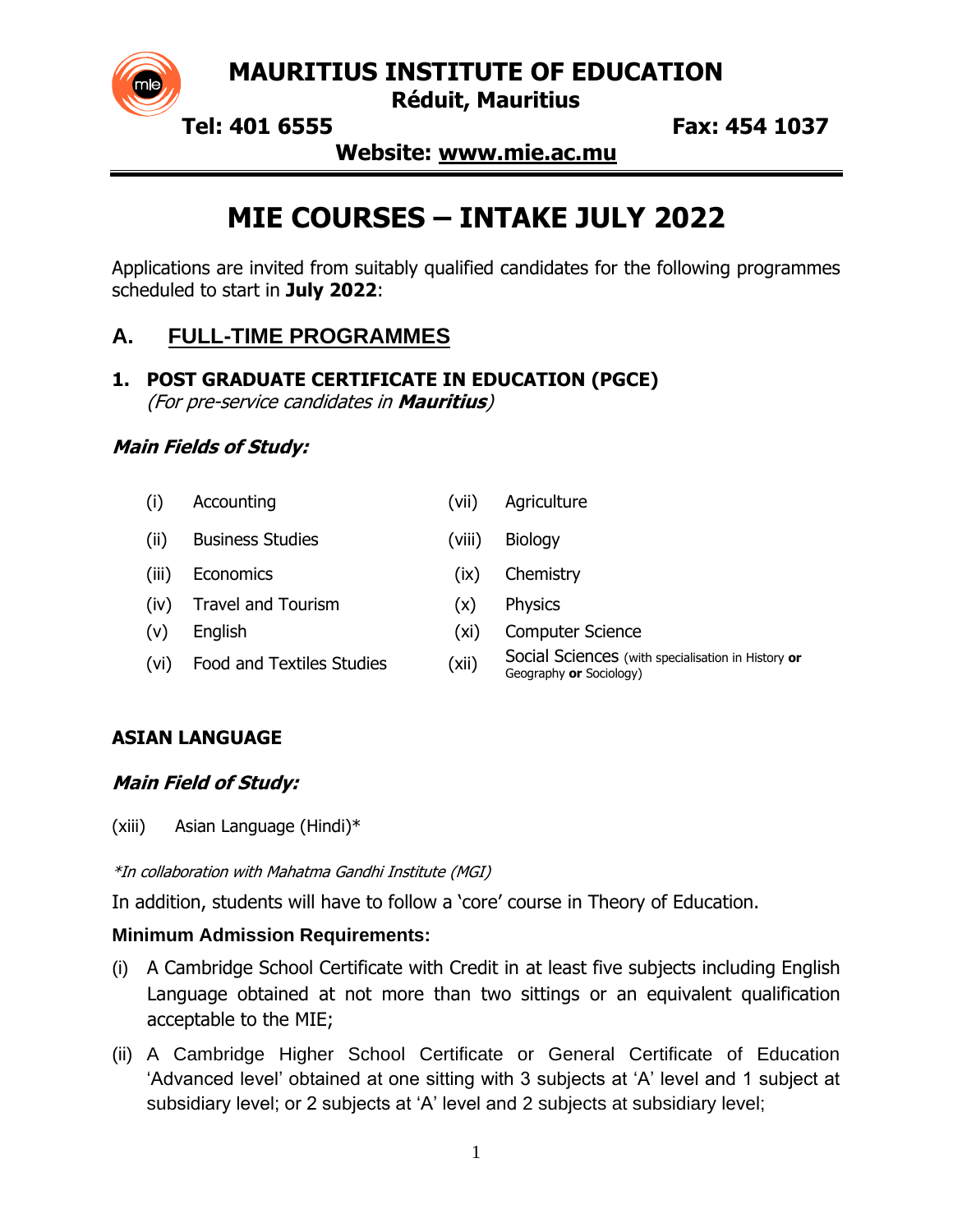# MAURITIUS INSTITUTE OF EDUCATION

**Réduit, Mauritius**

**Tel: 401 6555** **Fax: 454 1037**

**Website: www.mie.ac.mu**

# MIE COURSES – INTAKE JULY 2022

Applications are invited from suitably qualified candidates for the following programmes scheduled to start in **July 2022**:

## A. FULL-TIME PROGRAMMES

### 1. POST GRADUATE CERTIFICATE IN EDUCATION (PGCE)

*(For pre-service candidates in **Mauritius**)*

***Main Fields of Study:***

(i) Accounting
(ii) Business Studies
(iii) Economics
(iv) Travel and Tourism
(v) English
(vi) Food and Textiles Studies
(vii) Agriculture
(viii) Biology
(ix) Chemistry
(x) Physics
(xi) Computer Science
(xii) Social Sciences (with specialisation in History **or** Geography **or** Sociology)

**ASIAN LANGUAGE**

***Main Field of Study:***

(xiii) Asian Language (Hindi)*

*\*In collaboration with Mahatma Gandhi Institute (MGI)*

In addition, students will have to follow a 'core' course in Theory of Education.

**Minimum Admission Requirements:**

(i) A Cambridge School Certificate with Credit in at least five subjects including English Language obtained at not more than two sittings or an equivalent qualification acceptable to the MIE;

(ii) A Cambridge Higher School Certificate or General Certificate of Education 'Advanced level' obtained at one sitting with 3 subjects at 'A' level and 1 subject at subsidiary level; or 2 subjects at 'A' level and 2 subjects at subsidiary level;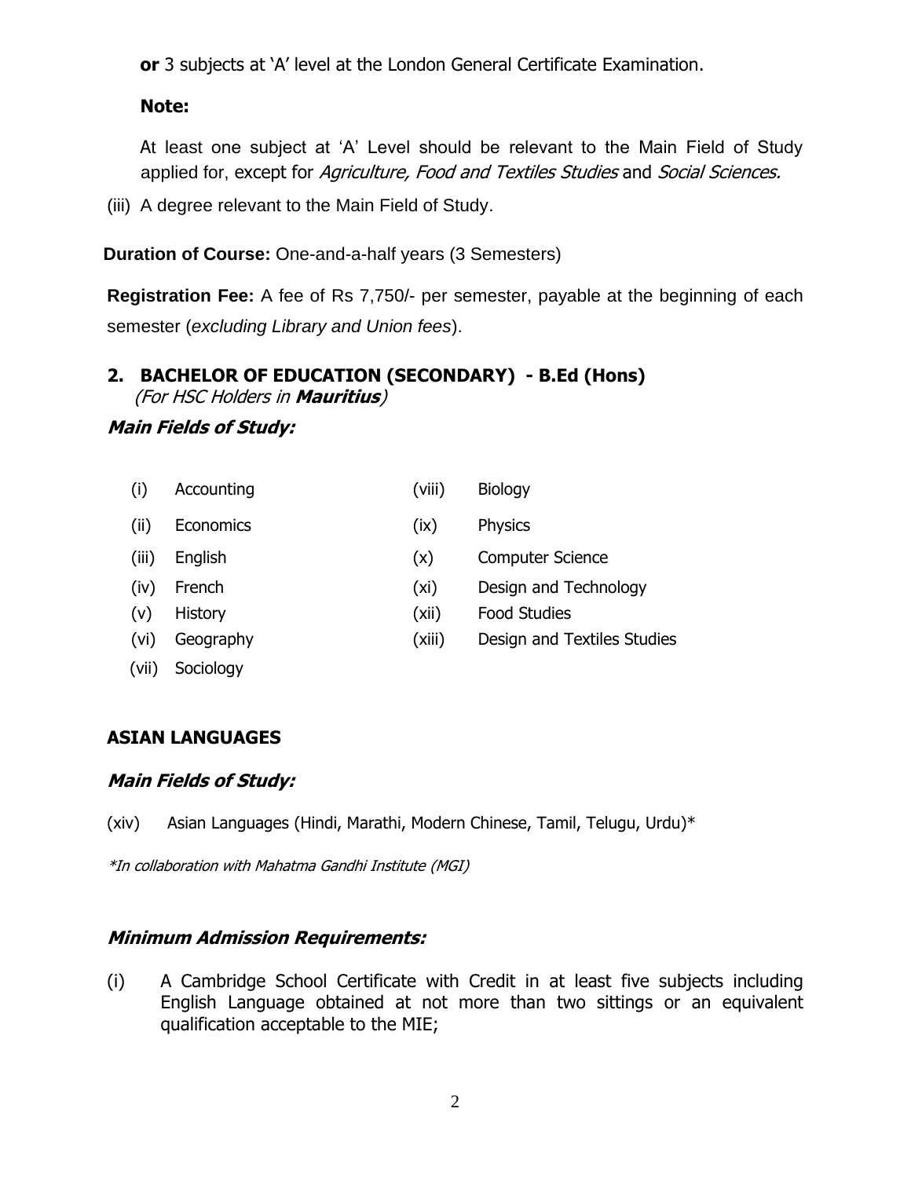**or** 3 subjects at 'A' level at the London General Certificate Examination.

**Note:**

At least one subject at 'A' Level should be relevant to the Main Field of Study applied for, except for *Agriculture, Food and Textiles Studies* and *Social Sciences.*

(iii) A degree relevant to the Main Field of Study.

**Duration of Course:** One-and-a-half years (3 Semesters)

**Registration Fee:** A fee of Rs 7,750/- per semester, payable at the beginning of each semester (*excluding Library and Union fees*).

## 2. BACHELOR OF EDUCATION (SECONDARY) - B.Ed (Hons)

*(For HSC Holders in **Mauritius**)*

### *Main Fields of Study:*

(i) Accounting
(ii) Economics
(iii) English
(iv) French
(v) History
(vi) Geography
(vii) Sociology
(viii) Biology
(ix) Physics
(x) Computer Science
(xi) Design and Technology
(xii) Food Studies
(xiii) Design and Textiles Studies

### ASIAN LANGUAGES

### *Main Fields of Study:*

(xiv) Asian Languages (Hindi, Marathi, Modern Chinese, Tamil, Telugu, Urdu)*

*\*In collaboration with Mahatma Gandhi Institute (MGI)*

### *Minimum Admission Requirements:*

(i) A Cambridge School Certificate with Credit in at least five subjects including English Language obtained at not more than two sittings or an equivalent qualification acceptable to the MIE;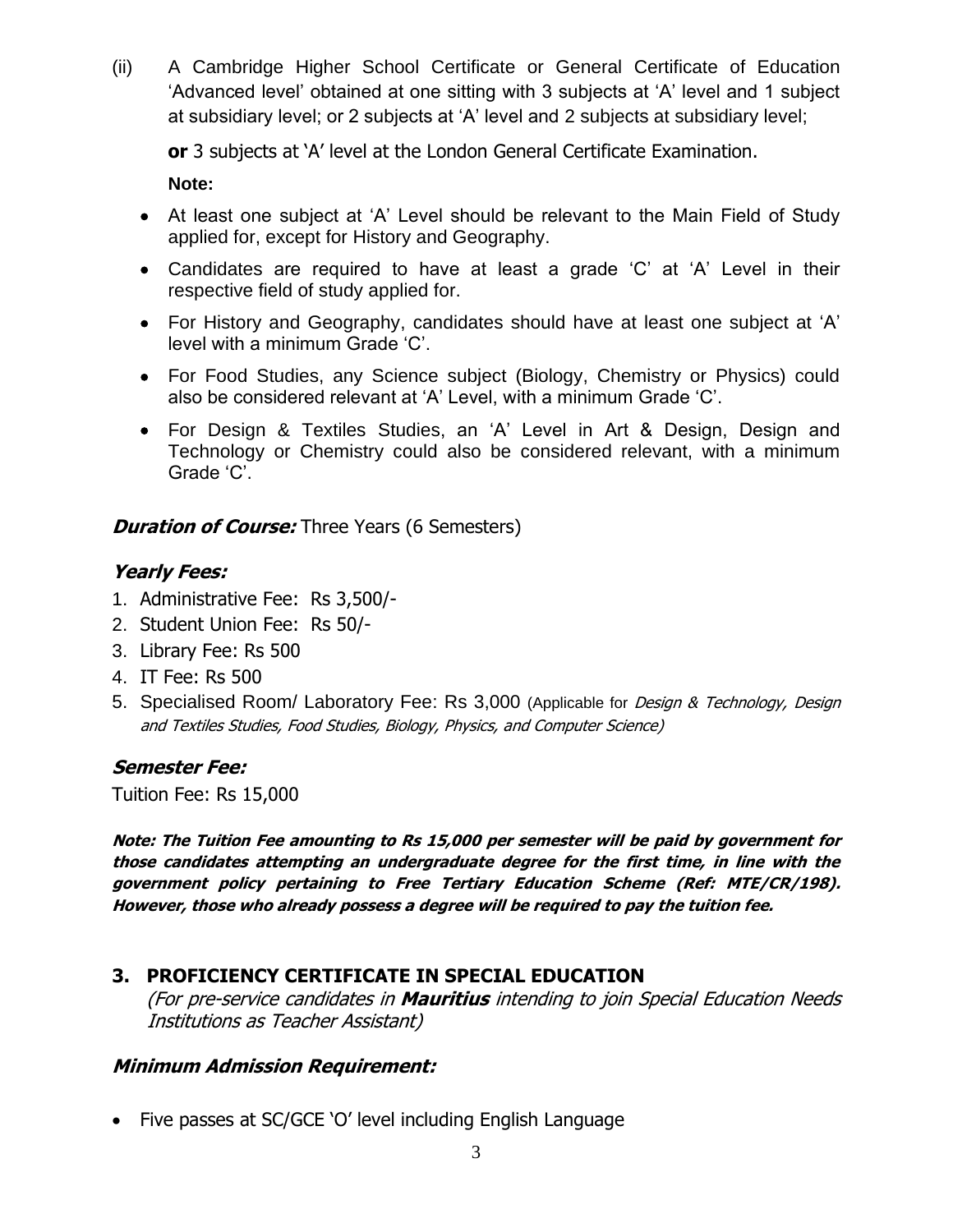(ii) A Cambridge Higher School Certificate or General Certificate of Education 'Advanced level' obtained at one sitting with 3 subjects at 'A' level and 1 subject at subsidiary level; or 2 subjects at 'A' level and 2 subjects at subsidiary level;

**or** 3 subjects at 'A' level at the London General Certificate Examination.

**Note:**

- At least one subject at 'A' Level should be relevant to the Main Field of Study applied for, except for History and Geography.
- Candidates are required to have at least a grade 'C' at 'A' Level in their respective field of study applied for.
- For History and Geography, candidates should have at least one subject at 'A' level with a minimum Grade 'C'.
- For Food Studies, any Science subject (Biology, Chemistry or Physics) could also be considered relevant at 'A' Level, with a minimum Grade 'C'.
- For Design & Textiles Studies, an 'A' Level in Art & Design, Design and Technology or Chemistry could also be considered relevant, with a minimum Grade 'C'.

***Duration of Course:*** Three Years (6 Semesters)

### *Yearly Fees:*

1. Administrative Fee: Rs 3,500/-
2. Student Union Fee: Rs 50/-
3. Library Fee: Rs 500
4. IT Fee: Rs 500
5. Specialised Room/ Laboratory Fee: Rs 3,000 (Applicable for *Design & Technology, Design and Textiles Studies, Food Studies, Biology, Physics, and Computer Science)*

### *Semester Fee:*

Tuition Fee: Rs 15,000

***Note: The Tuition Fee amounting to Rs 15,000 per semester will be paid by government for those candidates attempting an undergraduate degree for the first time, in line with the government policy pertaining to Free Tertiary Education Scheme (Ref: MTE/CR/198). However, those who already possess a degree will be required to pay the tuition fee.***

## 3. PROFICIENCY CERTIFICATE IN SPECIAL EDUCATION

*(For pre-service candidates in **Mauritius** intending to join Special Education Needs Institutions as Teacher Assistant)*

### *Minimum Admission Requirement:*

- Five passes at SC/GCE 'O' level including English Language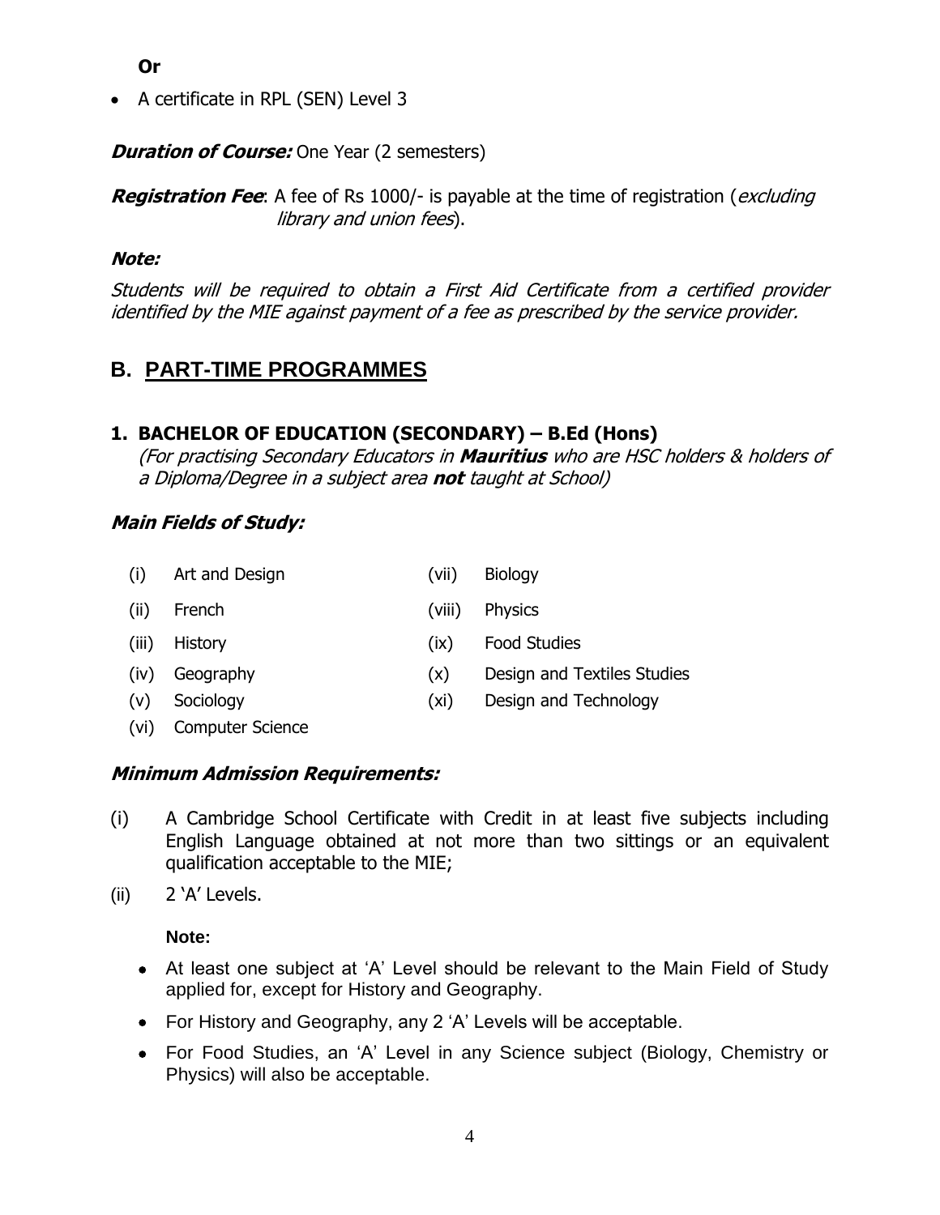**Or**

- A certificate in RPL (SEN) Level 3

***Duration of Course:*** One Year (2 semesters)

***Registration Fee***: A fee of Rs 1000/- is payable at the time of registration (*excluding library and union fees*).

***Note:***

*Students will be required to obtain a First Aid Certificate from a certified provider identified by the MIE against payment of a fee as prescribed by the service provider.*

## B. PART-TIME PROGRAMMES

### 1. BACHELOR OF EDUCATION (SECONDARY) – B.Ed (Hons)

*(For practising Secondary Educators in **Mauritius** who are HSC holders & holders of a Diploma/Degree in a subject area **not** taught at School)*

***Main Fields of Study:***

(i) Art and Design
(ii) French
(iii) History
(iv) Geography
(v) Sociology
(vi) Computer Science
(vii) Biology
(viii) Physics
(ix) Food Studies
(x) Design and Textiles Studies
(xi) Design and Technology

***Minimum Admission Requirements:***

(i) A Cambridge School Certificate with Credit in at least five subjects including English Language obtained at not more than two sittings or an equivalent qualification acceptable to the MIE;

(ii) 2 'A' Levels.

**Note:**

- At least one subject at 'A' Level should be relevant to the Main Field of Study applied for, except for History and Geography.
- For History and Geography, any 2 'A' Levels will be acceptable.
- For Food Studies, an 'A' Level in any Science subject (Biology, Chemistry or Physics) will also be acceptable.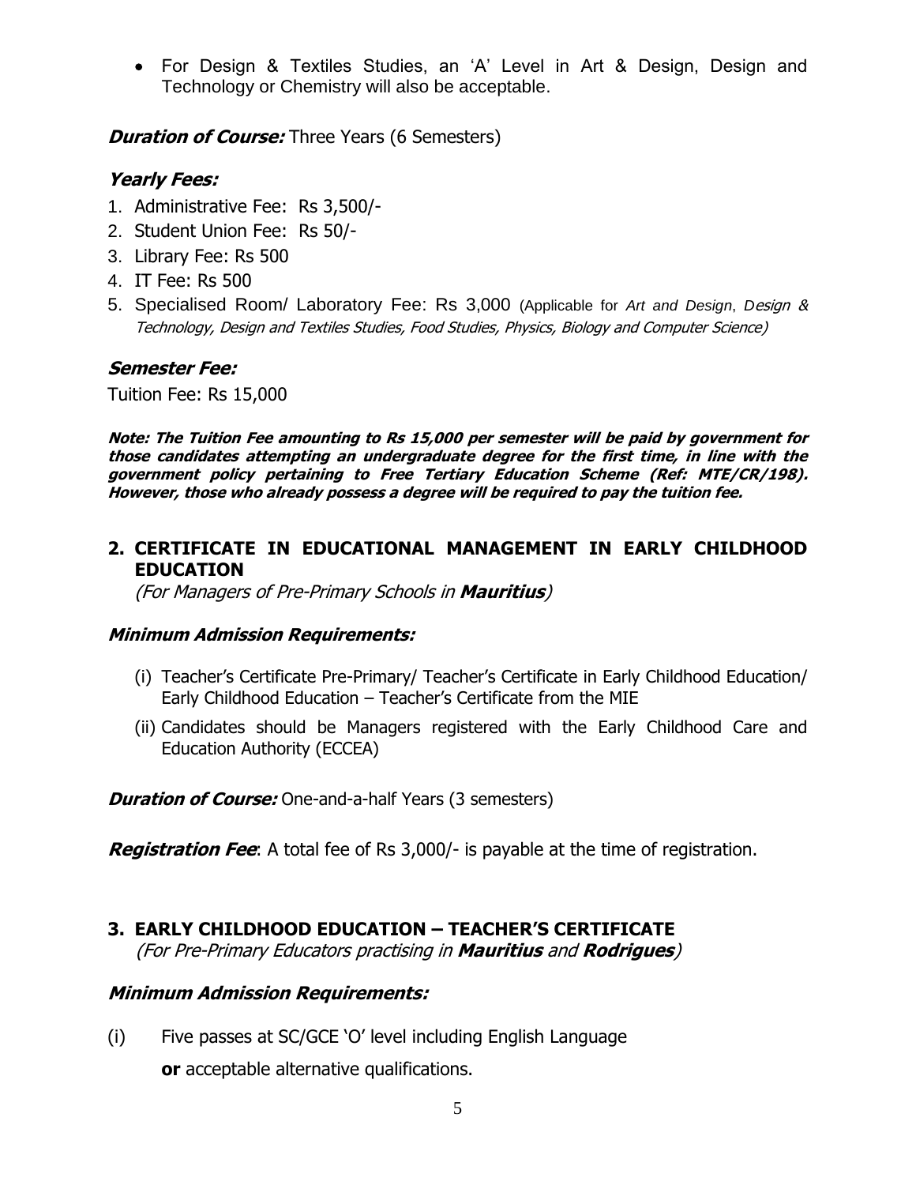- For Design & Textiles Studies, an 'A' Level in Art & Design, Design and Technology or Chemistry will also be acceptable.

***Duration of Course:*** Three Years (6 Semesters)

### *Yearly Fees:*

1. Administrative Fee: Rs 3,500/-
2. Student Union Fee: Rs 50/-
3. Library Fee: Rs 500
4. IT Fee: Rs 500
5. Specialised Room/ Laboratory Fee: Rs 3,000 (Applicable for *Art and Design, Design & Technology, Design and Textiles Studies, Food Studies, Physics, Biology and Computer Science)*

### *Semester Fee:*

Tuition Fee: Rs 15,000

***Note: The Tuition Fee amounting to Rs 15,000 per semester will be paid by government for those candidates attempting an undergraduate degree for the first time, in line with the government policy pertaining to Free Tertiary Education Scheme (Ref: MTE/CR/198). However, those who already possess a degree will be required to pay the tuition fee.***

## 2. CERTIFICATE IN EDUCATIONAL MANAGEMENT IN EARLY CHILDHOOD EDUCATION

*(For Managers of Pre-Primary Schools in **Mauritius**)*

### *Minimum Admission Requirements:*

(i) Teacher's Certificate Pre-Primary/ Teacher's Certificate in Early Childhood Education/ Early Childhood Education – Teacher's Certificate from the MIE

(ii) Candidates should be Managers registered with the Early Childhood Care and Education Authority (ECCEA)

***Duration of Course:*** One-and-a-half Years (3 semesters)

***Registration Fee***: A total fee of Rs 3,000/- is payable at the time of registration.

## 3. EARLY CHILDHOOD EDUCATION – TEACHER'S CERTIFICATE

*(For Pre-Primary Educators practising in **Mauritius** and **Rodrigues**)*

### *Minimum Admission Requirements:*

(i) Five passes at SC/GCE 'O' level including English Language

**or** acceptable alternative qualifications.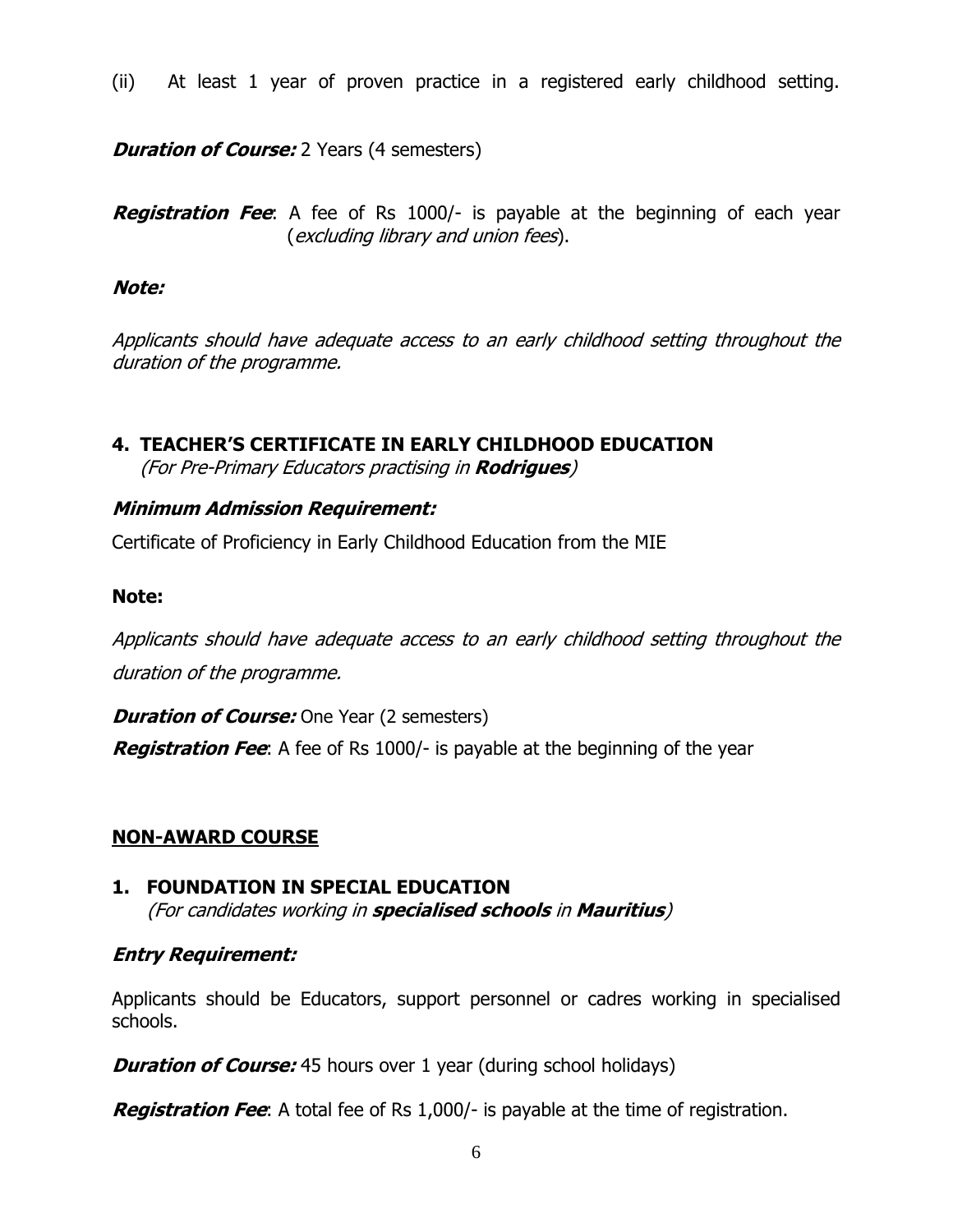(ii) At least 1 year of proven practice in a registered early childhood setting.

***Duration of Course:*** 2 Years (4 semesters)

***Registration Fee***: A fee of Rs 1000/- is payable at the beginning of each year (*excluding library and union fees*).

***Note:***

*Applicants should have adequate access to an early childhood setting throughout the duration of the programme.*

### 4. TEACHER'S CERTIFICATE IN EARLY CHILDHOOD EDUCATION

*(For Pre-Primary Educators practising in **Rodrigues**)*

***Minimum Admission Requirement:***

Certificate of Proficiency in Early Childhood Education from the MIE

**Note:**

*Applicants should have adequate access to an early childhood setting throughout the duration of the programme.*

***Duration of Course:*** One Year (2 semesters)

***Registration Fee***: A fee of Rs 1000/- is payable at the beginning of the year

## NON-AWARD COURSE

### 1. FOUNDATION IN SPECIAL EDUCATION

*(For candidates working in **specialised schools** in **Mauritius**)*

***Entry Requirement:***

Applicants should be Educators, support personnel or cadres working in specialised schools.

***Duration of Course:*** 45 hours over 1 year (during school holidays)

***Registration Fee***: A total fee of Rs 1,000/- is payable at the time of registration.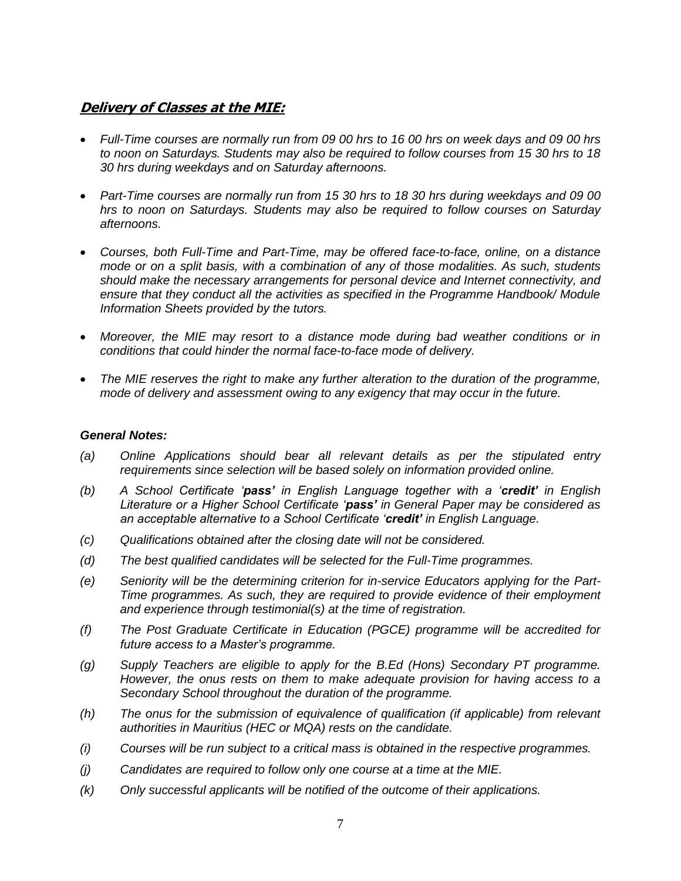## ***Delivery of Classes at the MIE:***

- *Full-Time courses are normally run from 09 00 hrs to 16 00 hrs on week days and 09 00 hrs to noon on Saturdays. Students may also be required to follow courses from 15 30 hrs to 18 30 hrs during weekdays and on Saturday afternoons.*
- *Part-Time courses are normally run from 15 30 hrs to 18 30 hrs during weekdays and 09 00 hrs to noon on Saturdays. Students may also be required to follow courses on Saturday afternoons.*
- *Courses, both Full-Time and Part-Time, may be offered face-to-face, online, on a distance mode or on a split basis, with a combination of any of those modalities. As such, students should make the necessary arrangements for personal device and Internet connectivity, and ensure that they conduct all the activities as specified in the Programme Handbook/ Module Information Sheets provided by the tutors.*
- *Moreover, the MIE may resort to a distance mode during bad weather conditions or in conditions that could hinder the normal face-to-face mode of delivery.*
- *The MIE reserves the right to make any further alteration to the duration of the programme, mode of delivery and assessment owing to any exigency that may occur in the future.*

***General Notes:***

*(a) Online Applications should bear all relevant details as per the stipulated entry requirements since selection will be based solely on information provided online.*

*(b) A School Certificate '**pass'** in English Language together with a '**credit'** in English Literature or a Higher School Certificate '**pass'** in General Paper may be considered as an acceptable alternative to a School Certificate '**credit'** in English Language.*

*(c) Qualifications obtained after the closing date will not be considered.*

*(d) The best qualified candidates will be selected for the Full-Time programmes.*

*(e) Seniority will be the determining criterion for in-service Educators applying for the Part-Time programmes. As such, they are required to provide evidence of their employment and experience through testimonial(s) at the time of registration.*

*(f) The Post Graduate Certificate in Education (PGCE) programme will be accredited for future access to a Master's programme.*

*(g) Supply Teachers are eligible to apply for the B.Ed (Hons) Secondary PT programme. However, the onus rests on them to make adequate provision for having access to a Secondary School throughout the duration of the programme.*

*(h) The onus for the submission of equivalence of qualification (if applicable) from relevant authorities in Mauritius (HEC or MQA) rests on the candidate.*

*(i) Courses will be run subject to a critical mass is obtained in the respective programmes.*

*(j) Candidates are required to follow only one course at a time at the MIE.*

*(k) Only successful applicants will be notified of the outcome of their applications.*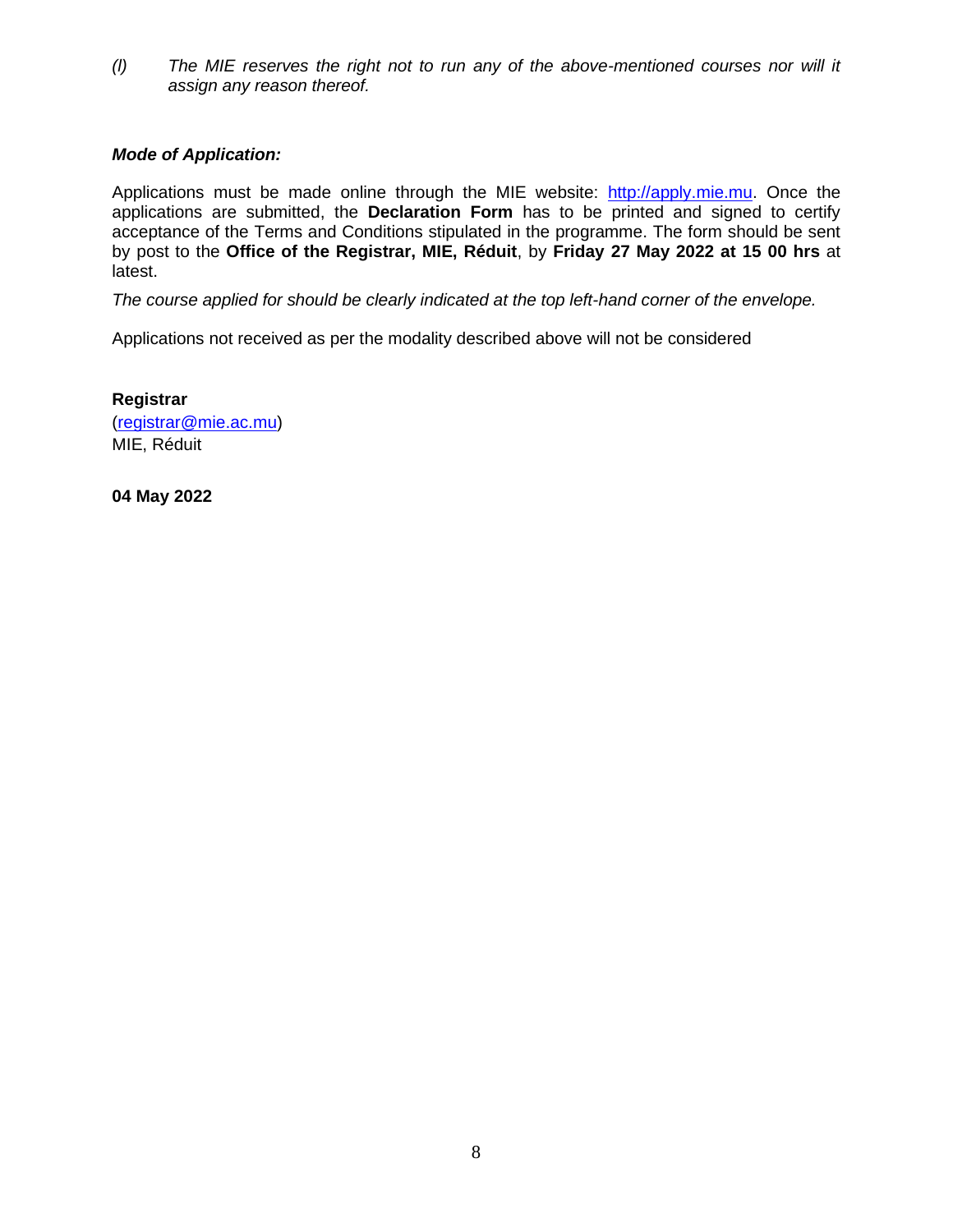*(l) The MIE reserves the right not to run any of the above-mentioned courses nor will it assign any reason thereof.*

***Mode of Application:***

Applications must be made online through the MIE website: [http://apply.mie.mu](http://apply.mie.mu). Once the applications are submitted, the **Declaration Form** has to be printed and signed to certify acceptance of the Terms and Conditions stipulated in the programme. The form should be sent by post to the **Office of the Registrar, MIE, Réduit**, by **Friday 27 May 2022 at 15 00 hrs** at latest.

*The course applied for should be clearly indicated at the top left-hand corner of the envelope.*

Applications not received as per the modality described above will not be considered

**Registrar**
([registrar@mie.ac.mu](mailto:registrar@mie.ac.mu))
MIE, Réduit

**04 May 2022**